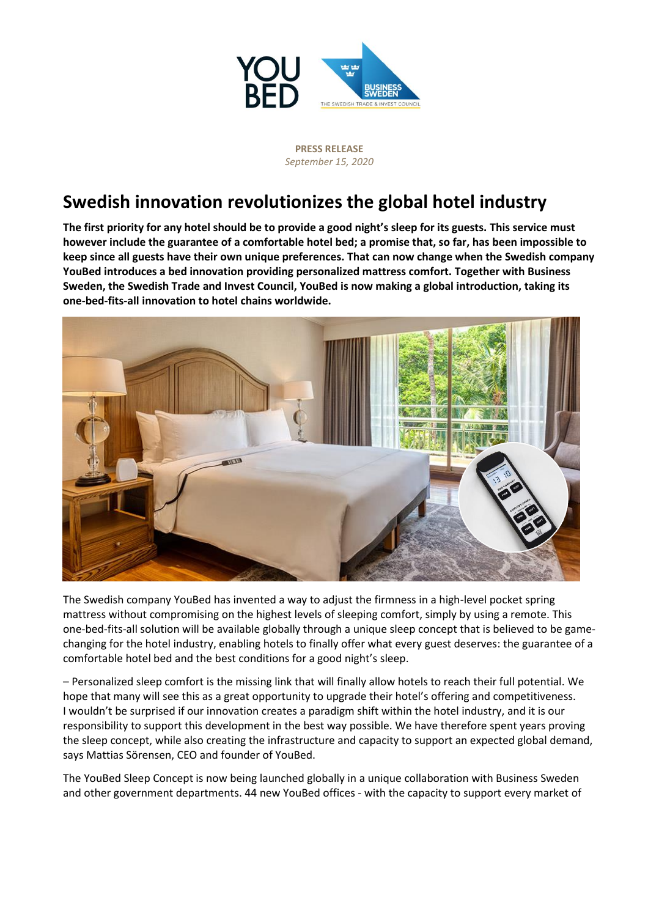**PRESS RELEASE**
*September 15, 2020*

# Swedish innovation revolutionizes the global hotel industry

**The first priority for any hotel should be to provide a good night's sleep for its guests. This service must however include the guarantee of a comfortable hotel bed; a promise that, so far, has been impossible to keep since all guests have their own unique preferences. That can now change when the Swedish company YouBed introduces a bed innovation providing personalized mattress comfort. Together with Business Sweden, the Swedish Trade and Invest Council, YouBed is now making a global introduction, taking its one-bed-fits-all innovation to hotel chains worldwide.**

The Swedish company YouBed has invented a way to adjust the firmness in a high-level pocket spring mattress without compromising on the highest levels of sleeping comfort, simply by using a remote. This one-bed-fits-all solution will be available globally through a unique sleep concept that is believed to be game-changing for the hotel industry, enabling hotels to finally offer what every guest deserves: the guarantee of a comfortable hotel bed and the best conditions for a good night's sleep.

– Personalized sleep comfort is the missing link that will finally allow hotels to reach their full potential. We hope that many will see this as a great opportunity to upgrade their hotel's offering and competitiveness. I wouldn't be surprised if our innovation creates a paradigm shift within the hotel industry, and it is our responsibility to support this development in the best way possible. We have therefore spent years proving the sleep concept, while also creating the infrastructure and capacity to support an expected global demand, says Mattias Sörensen, CEO and founder of YouBed.

The YouBed Sleep Concept is now being launched globally in a unique collaboration with Business Sweden and other government departments. 44 new YouBed offices - with the capacity to support every market of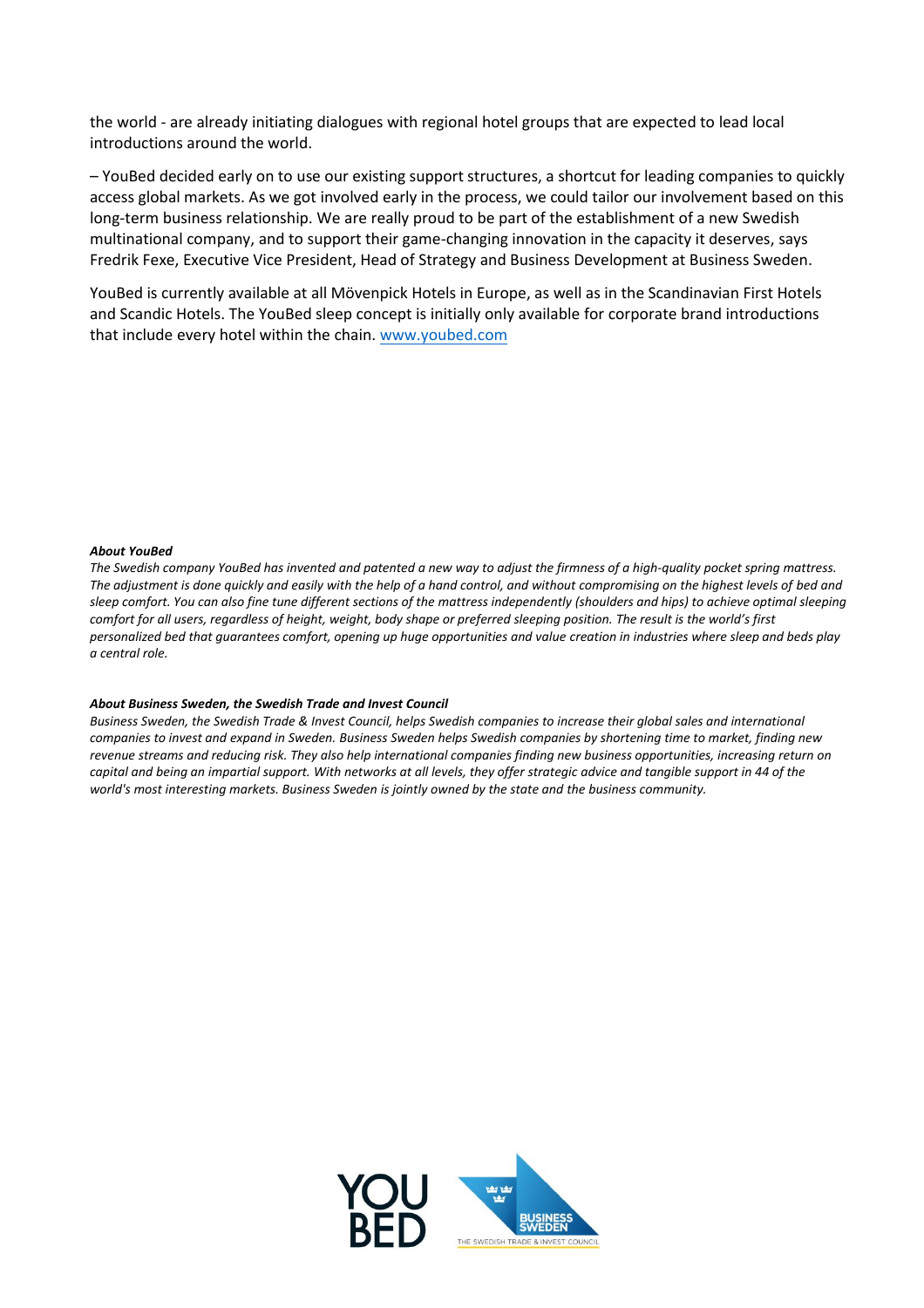the world - are already initiating dialogues with regional hotel groups that are expected to lead local introductions around the world.

– YouBed decided early on to use our existing support structures, a shortcut for leading companies to quickly access global markets. As we got involved early in the process, we could tailor our involvement based on this long-term business relationship. We are really proud to be part of the establishment of a new Swedish multinational company, and to support their game-changing innovation in the capacity it deserves, says Fredrik Fexe, Executive Vice President, Head of Strategy and Business Development at Business Sweden.

YouBed is currently available at all Mövenpick Hotels in Europe, as well as in the Scandinavian First Hotels and Scandic Hotels. The YouBed sleep concept is initially only available for corporate brand introductions that include every hotel within the chain. www.youbed.com

***About YouBed***

*The Swedish company YouBed has invented and patented a new way to adjust the firmness of a high-quality pocket spring mattress. The adjustment is done quickly and easily with the help of a hand control, and without compromising on the highest levels of bed and sleep comfort. You can also fine tune different sections of the mattress independently (shoulders and hips) to achieve optimal sleeping comfort for all users, regardless of height, weight, body shape or preferred sleeping position. The result is the world's first personalized bed that guarantees comfort, opening up huge opportunities and value creation in industries where sleep and beds play a central role.*

***About Business Sweden, the Swedish Trade and Invest Council***

*Business Sweden, the Swedish Trade & Invest Council, helps Swedish companies to increase their global sales and international companies to invest and expand in Sweden. Business Sweden helps Swedish companies by shortening time to market, finding new revenue streams and reducing risk. They also help international companies finding new business opportunities, increasing return on capital and being an impartial support. With networks at all levels, they offer strategic advice and tangible support in 44 of the world's most interesting markets. Business Sweden is jointly owned by the state and the business community.*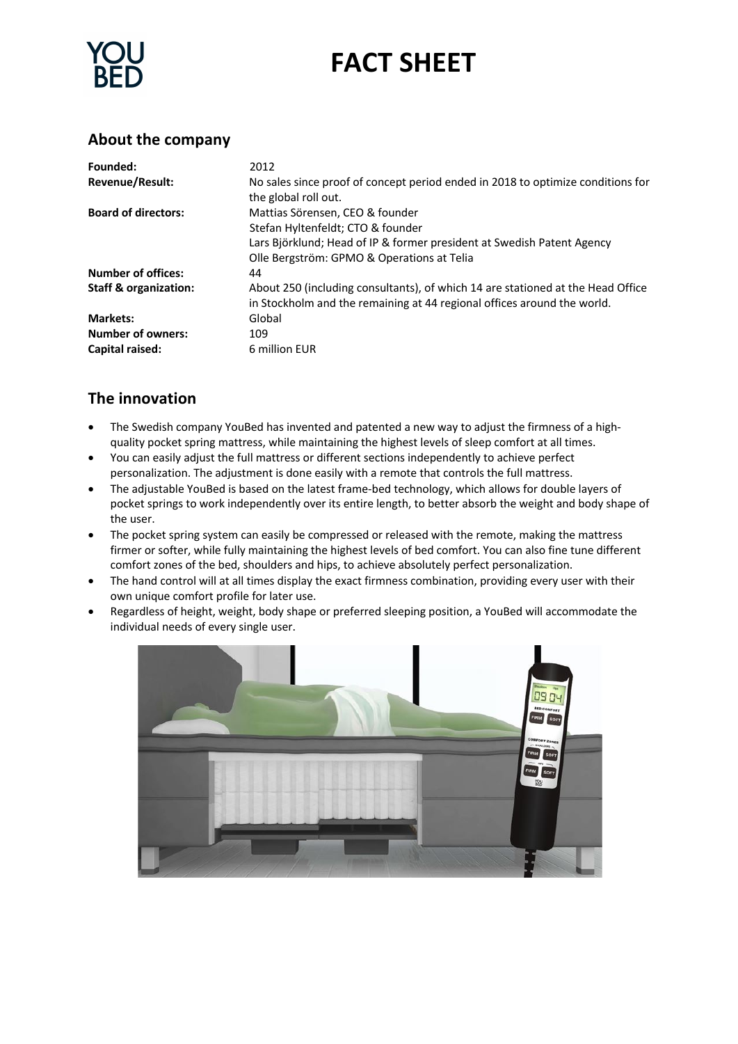# FACT SHEET

## About the company

| | |
|---|---|
| **Founded:** | 2012 |
| **Revenue/Result:** | No sales since proof of concept period ended in 2018 to optimize conditions for the global roll out. |
| **Board of directors:** | Mattias Sörensen, CEO & founder<br>Stefan Hyltenfeldt; CTO & founder<br>Lars Björklund; Head of IP & former president at Swedish Patent Agency<br>Olle Bergström: GPMO & Operations at Telia |
| **Number of offices:** | 44 |
| **Staff & organization:** | About 250 (including consultants), of which 14 are stationed at the Head Office in Stockholm and the remaining at 44 regional offices around the world. |
| **Markets:** | Global |
| **Number of owners:** | 109 |
| **Capital raised:** | 6 million EUR |

## The innovation

- The Swedish company YouBed has invented and patented a new way to adjust the firmness of a high-quality pocket spring mattress, while maintaining the highest levels of sleep comfort at all times.
- You can easily adjust the full mattress or different sections independently to achieve perfect personalization. The adjustment is done easily with a remote that controls the full mattress.
- The adjustable YouBed is based on the latest frame-bed technology, which allows for double layers of pocket springs to work independently over its entire length, to better absorb the weight and body shape of the user.
- The pocket spring system can easily be compressed or released with the remote, making the mattress firmer or softer, while fully maintaining the highest levels of bed comfort. You can also fine tune different comfort zones of the bed, shoulders and hips, to achieve absolutely perfect personalization.
- The hand control will at all times display the exact firmness combination, providing every user with their own unique comfort profile for later use.
- Regardless of height, weight, body shape or preferred sleeping position, a YouBed will accommodate the individual needs of every single user.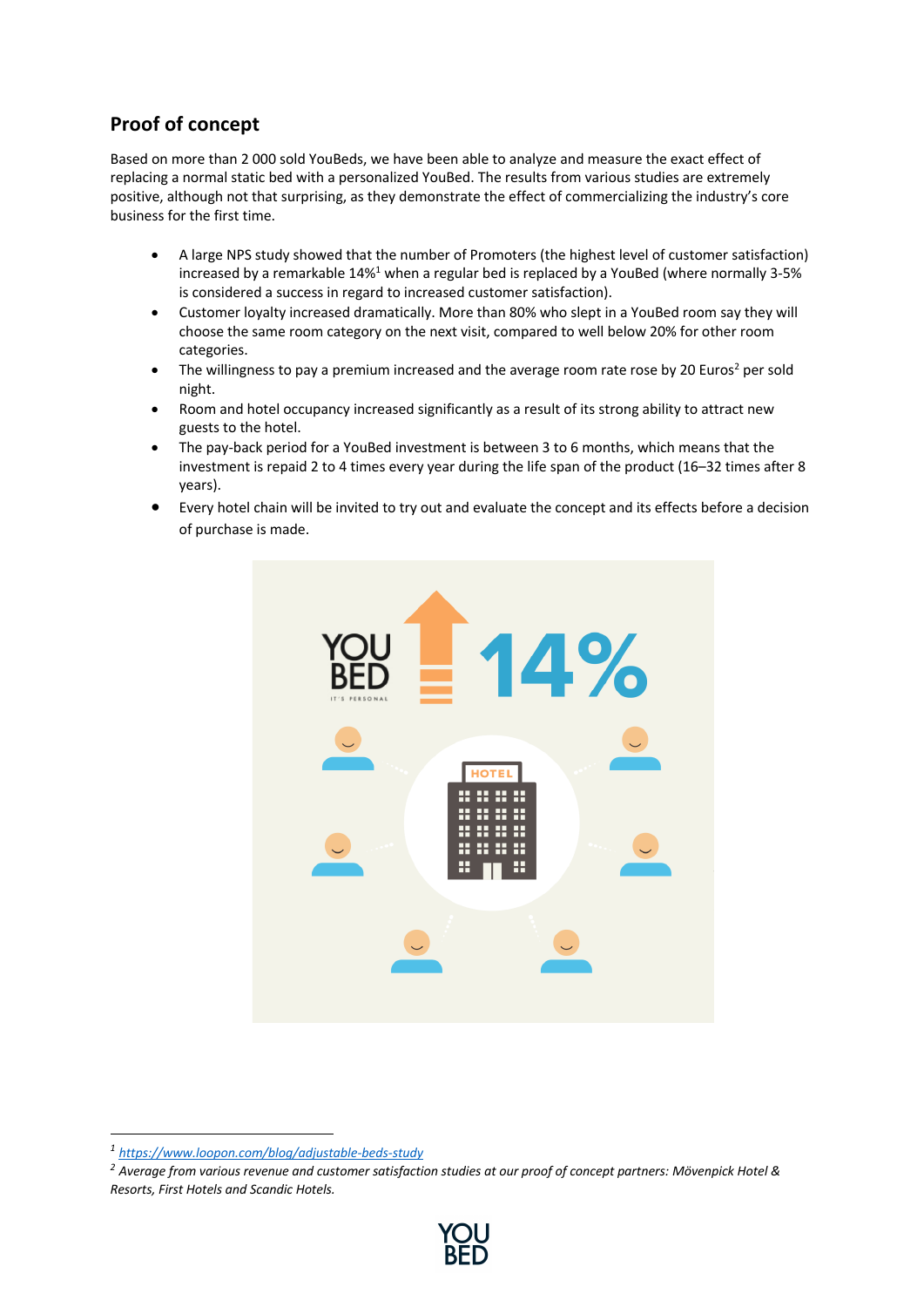## Proof of concept

Based on more than 2 000 sold YouBeds, we have been able to analyze and measure the exact effect of replacing a normal static bed with a personalized YouBed. The results from various studies are extremely positive, although not that surprising, as they demonstrate the effect of commercializing the industry's core business for the first time.

- A large NPS study showed that the number of Promoters (the highest level of customer satisfaction) increased by a remarkable 14%[1] when a regular bed is replaced by a YouBed (where normally 3-5% is considered a success in regard to increased customer satisfaction).
- Customer loyalty increased dramatically. More than 80% who slept in a YouBed room say they will choose the same room category on the next visit, compared to well below 20% for other room categories.
- The willingness to pay a premium increased and the average room rate rose by 20 Euros[2] per sold night.
- Room and hotel occupancy increased significantly as a result of its strong ability to attract new guests to the hotel.
- The pay-back period for a YouBed investment is between 3 to 6 months, which means that the investment is repaid 2 to 4 times every year during the life span of the product (16–32 times after 8 years).
- Every hotel chain will be invited to try out and evaluate the concept and its effects before a decision of purchase is made.

YOU BED
IT'S PERSONAL
14%
HOTEL

---

[1] https://www.loopon.com/blog/adjustable-beds-study

[2] *Average from various revenue and customer satisfaction studies at our proof of concept partners: Mövenpick Hotel & Resorts, First Hotels and Scandic Hotels.*